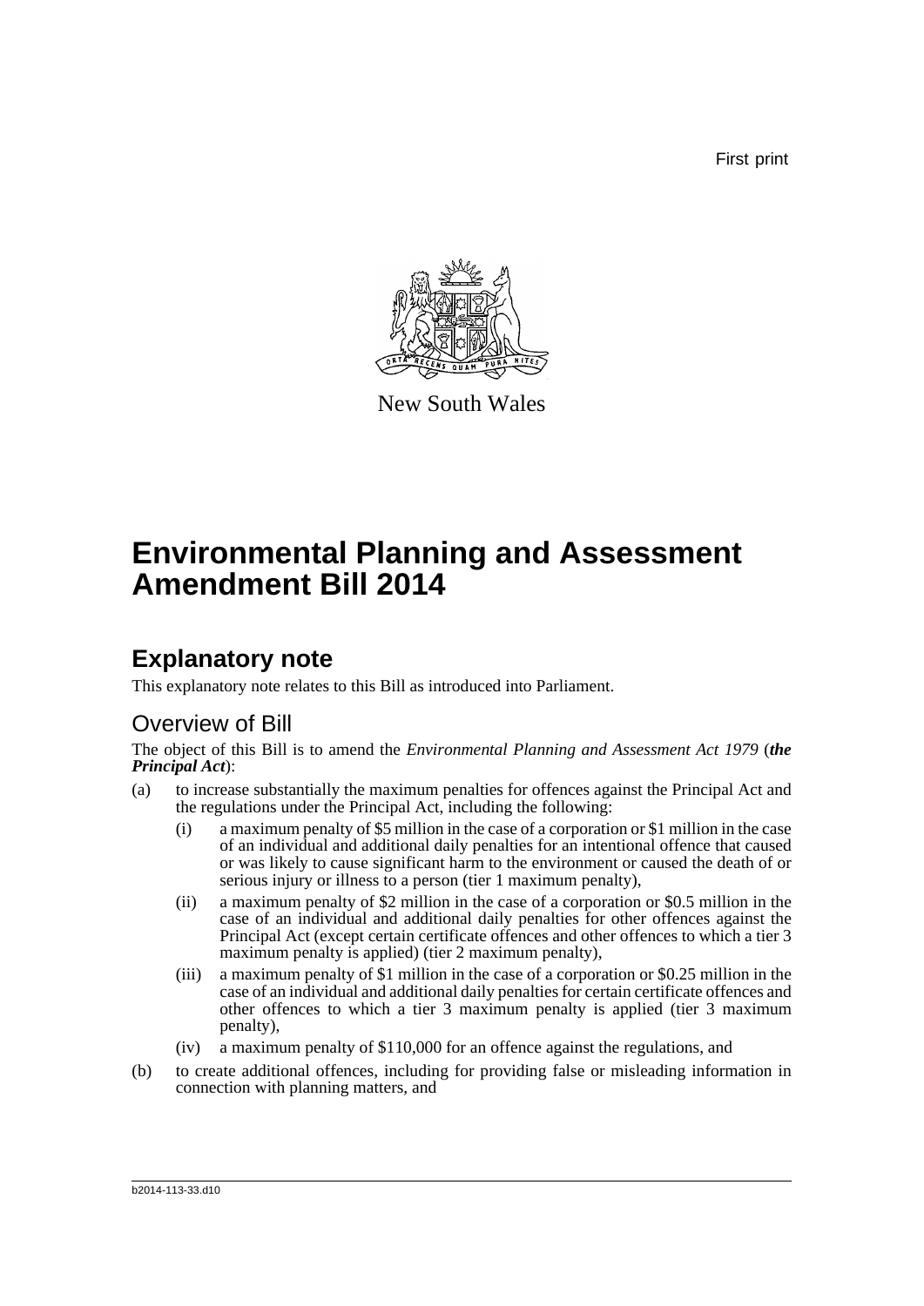First print

New South Wales

# Environmental Planning and Assessment Amendment Bill 2014

## Explanatory note

This explanatory note relates to this Bill as introduced into Parliament.

### Overview of Bill

The object of this Bill is to amend the *Environmental Planning and Assessment Act 1979* (***the Principal Act***):

(a) to increase substantially the maximum penalties for offences against the Principal Act and the regulations under the Principal Act, including the following:

   (i) a maximum penalty of $5 million in the case of a corporation or $1 million in the case of an individual and additional daily penalties for an intentional offence that caused or was likely to cause significant harm to the environment or caused the death of or serious injury or illness to a person (tier 1 maximum penalty),

   (ii) a maximum penalty of $2 million in the case of a corporation or $0.5 million in the case of an individual and additional daily penalties for other offences against the Principal Act (except certain certificate offences and other offences to which a tier 3 maximum penalty is applied) (tier 2 maximum penalty),

   (iii) a maximum penalty of $1 million in the case of a corporation or $0.25 million in the case of an individual and additional daily penalties for certain certificate offences and other offences to which a tier 3 maximum penalty is applied (tier 3 maximum penalty),

   (iv) a maximum penalty of $110,000 for an offence against the regulations, and

(b) to create additional offences, including for providing false or misleading information in connection with planning matters, and

b2014-113-33.d10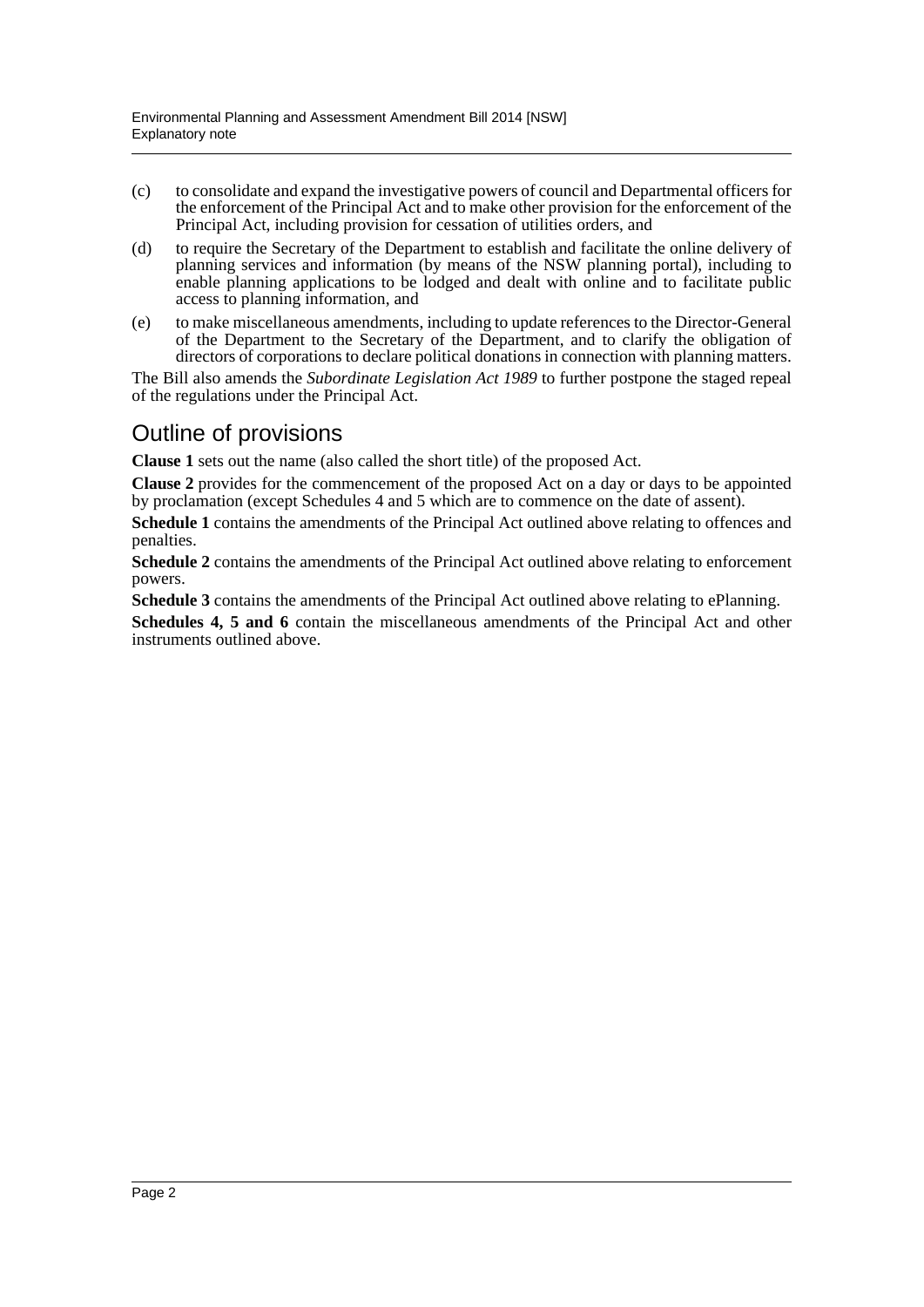(c) to consolidate and expand the investigative powers of council and Departmental officers for the enforcement of the Principal Act and to make other provision for the enforcement of the Principal Act, including provision for cessation of utilities orders, and

(d) to require the Secretary of the Department to establish and facilitate the online delivery of planning services and information (by means of the NSW planning portal), including to enable planning applications to be lodged and dealt with online and to facilitate public access to planning information, and

(e) to make miscellaneous amendments, including to update references to the Director-General of the Department to the Secretary of the Department, and to clarify the obligation of directors of corporations to declare political donations in connection with planning matters.

The Bill also amends the *Subordinate Legislation Act 1989* to further postpone the staged repeal of the regulations under the Principal Act.

## Outline of provisions

**Clause 1** sets out the name (also called the short title) of the proposed Act.

**Clause 2** provides for the commencement of the proposed Act on a day or days to be appointed by proclamation (except Schedules 4 and 5 which are to commence on the date of assent).

**Schedule 1** contains the amendments of the Principal Act outlined above relating to offences and penalties.

**Schedule 2** contains the amendments of the Principal Act outlined above relating to enforcement powers.

**Schedule 3** contains the amendments of the Principal Act outlined above relating to ePlanning.

**Schedules 4, 5 and 6** contain the miscellaneous amendments of the Principal Act and other instruments outlined above.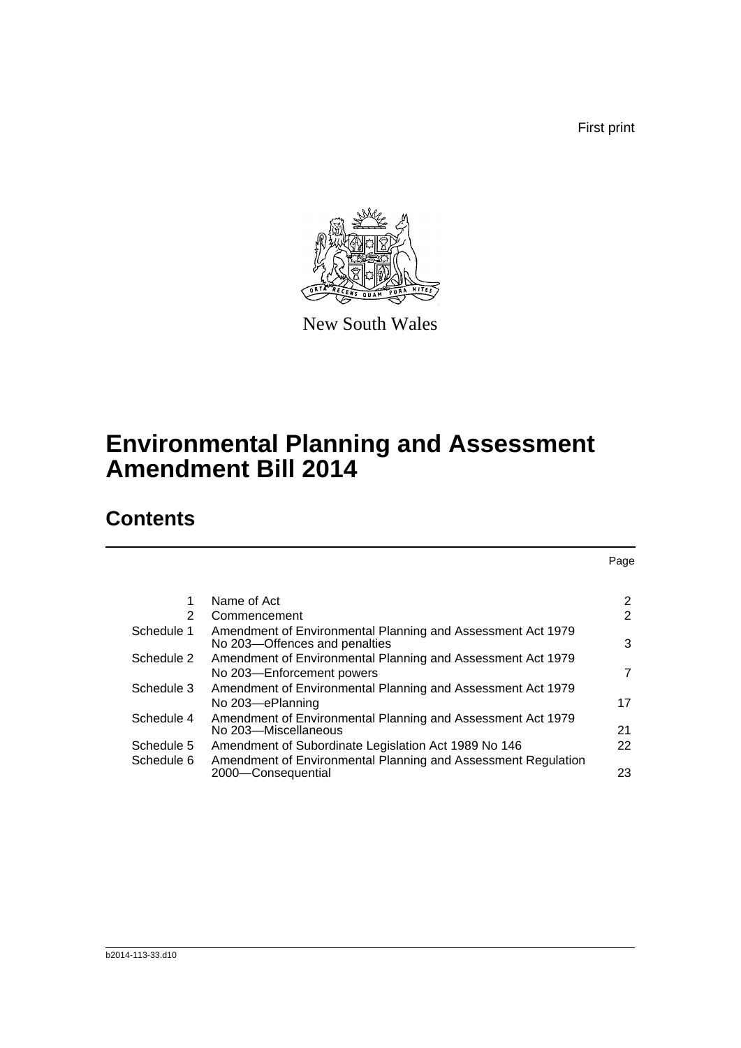First print

New South Wales

# Environmental Planning and Assessment Amendment Bill 2014

## Contents

| | | Page |
|---|---|---|
| 1 | Name of Act | 2 |
| 2 | Commencement | 2 |
| Schedule 1 | Amendment of Environmental Planning and Assessment Act 1979 No 203—Offences and penalties | 3 |
| Schedule 2 | Amendment of Environmental Planning and Assessment Act 1979 No 203—Enforcement powers | 7 |
| Schedule 3 | Amendment of Environmental Planning and Assessment Act 1979 No 203—ePlanning | 17 |
| Schedule 4 | Amendment of Environmental Planning and Assessment Act 1979 No 203—Miscellaneous | 21 |
| Schedule 5 | Amendment of Subordinate Legislation Act 1989 No 146 | 22 |
| Schedule 6 | Amendment of Environmental Planning and Assessment Regulation 2000—Consequential | 23 |

b2014-113-33.d10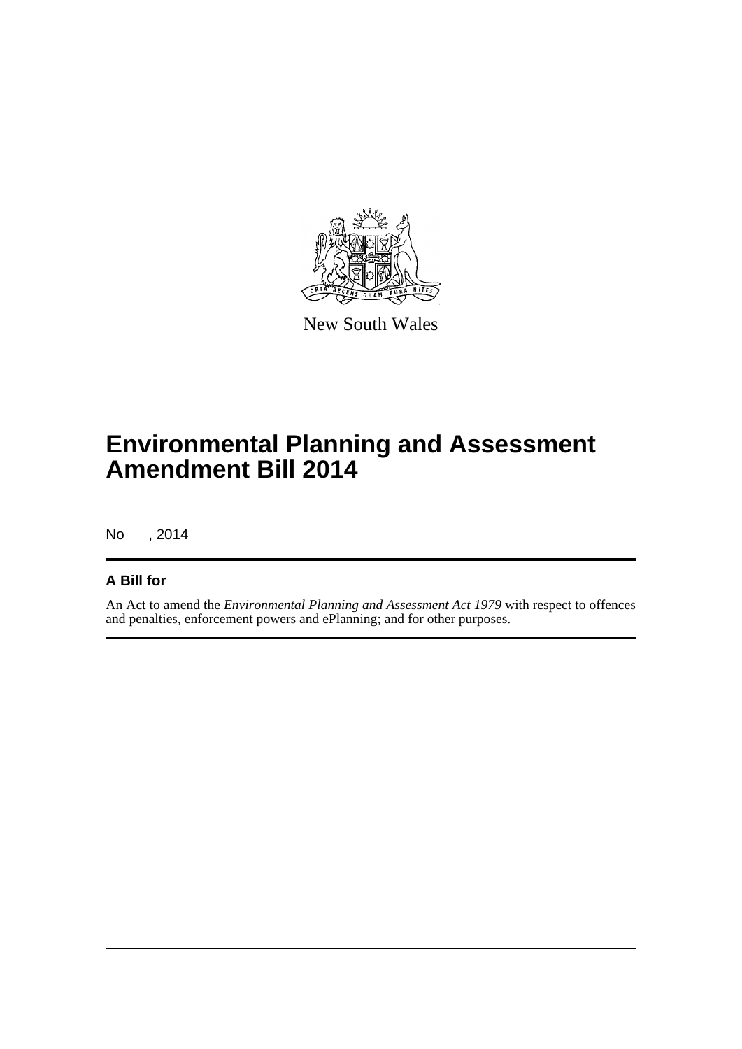New South Wales

# Environmental Planning and Assessment Amendment Bill 2014

No , 2014

## A Bill for

An Act to amend the *Environmental Planning and Assessment Act 1979* with respect to offences and penalties, enforcement powers and ePlanning; and for other purposes.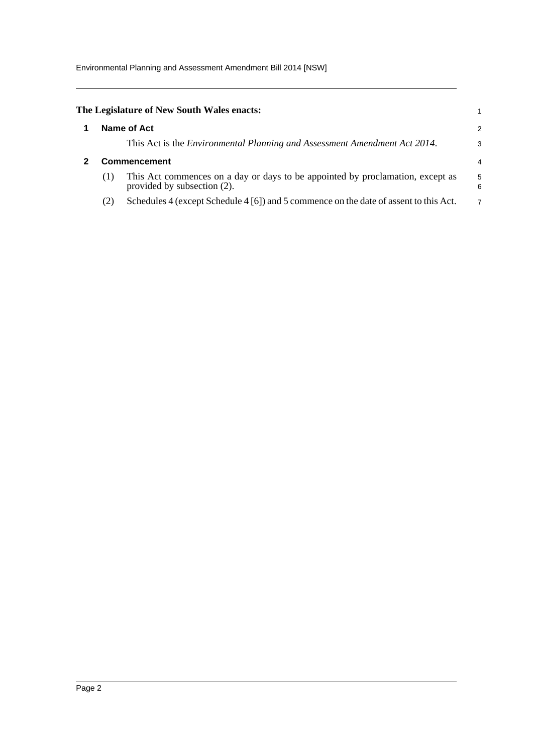**The Legislature of New South Wales enacts:**

## 1 Name of Act

This Act is the *Environmental Planning and Assessment Amendment Act 2014*.

## 2 Commencement

(1) This Act commences on a day or days to be appointed by proclamation, except as provided by subsection (2).

(2) Schedules 4 (except Schedule 4 [6]) and 5 commence on the date of assent to this Act.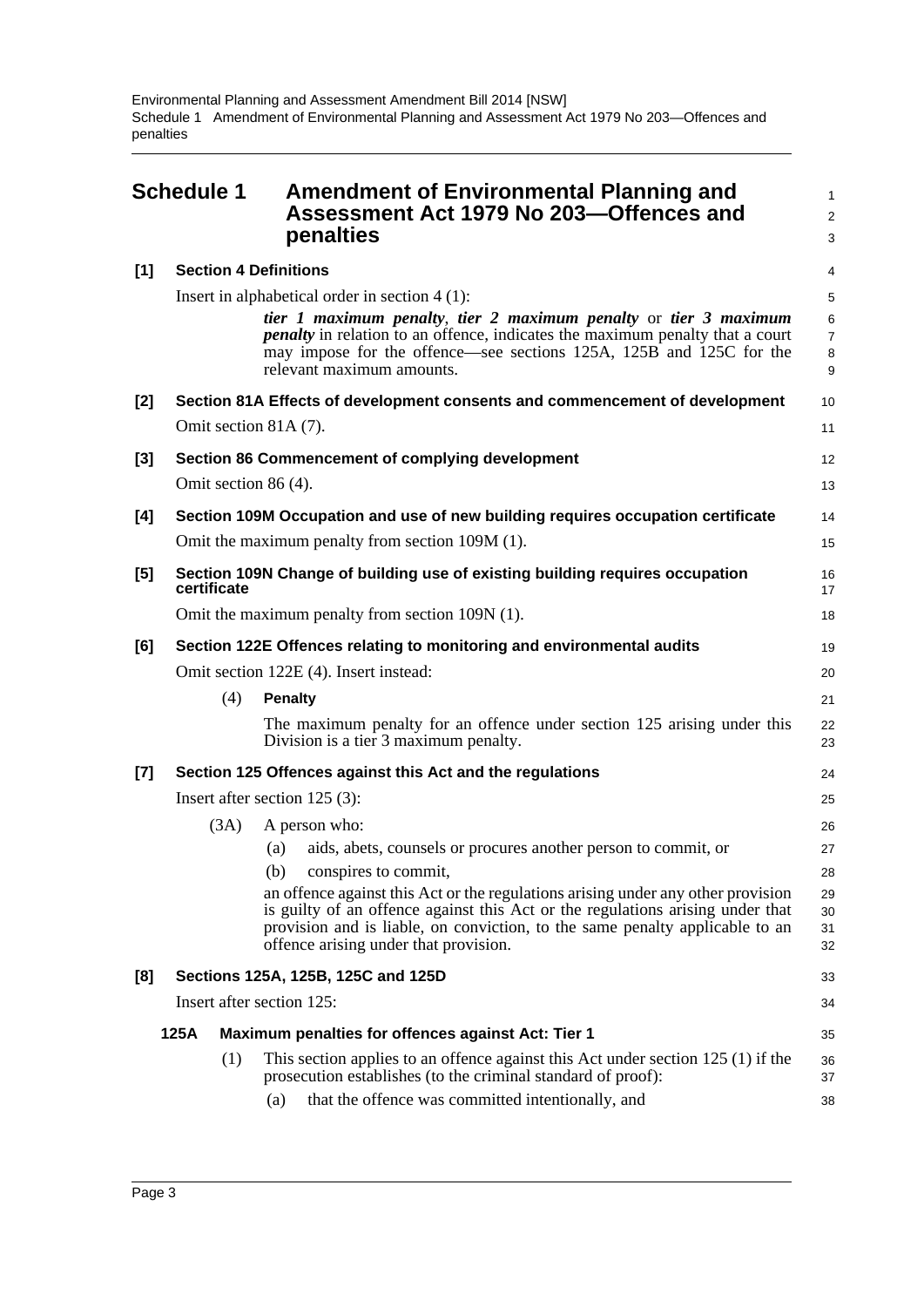# Schedule 1 Amendment of Environmental Planning and Assessment Act 1979 No 203—Offences and penalties

## [1] Section 4 Definitions

Insert in alphabetical order in section 4 (1):

> ***tier 1 maximum penalty***, ***tier 2 maximum penalty*** or ***tier 3 maximum penalty*** in relation to an offence, indicates the maximum penalty that a court may impose for the offence—see sections 125A, 125B and 125C for the relevant maximum amounts.

## [2] Section 81A Effects of development consents and commencement of development

Omit section 81A (7).

## [3] Section 86 Commencement of complying development

Omit section 86 (4).

## [4] Section 109M Occupation and use of new building requires occupation certificate

Omit the maximum penalty from section 109M (1).

## [5] Section 109N Change of building use of existing building requires occupation certificate

Omit the maximum penalty from section 109N (1).

## [6] Section 122E Offences relating to monitoring and environmental audits

Omit section 122E (4). Insert instead:

> (4) **Penalty**
>
> The maximum penalty for an offence under section 125 arising under this Division is a tier 3 maximum penalty.

## [7] Section 125 Offences against this Act and the regulations

Insert after section 125 (3):

> (3A) A person who:
>
> (a) aids, abets, counsels or procures another person to commit, or
>
> (b) conspires to commit,
>
> an offence against this Act or the regulations arising under any other provision is guilty of an offence against this Act or the regulations arising under that provision and is liable, on conviction, to the same penalty applicable to an offence arising under that provision.

## [8] Sections 125A, 125B, 125C and 125D

Insert after section 125:

> **125A Maximum penalties for offences against Act: Tier 1**
>
> (1) This section applies to an offence against this Act under section 125 (1) if the prosecution establishes (to the criminal standard of proof):
>
> (a) that the offence was committed intentionally, and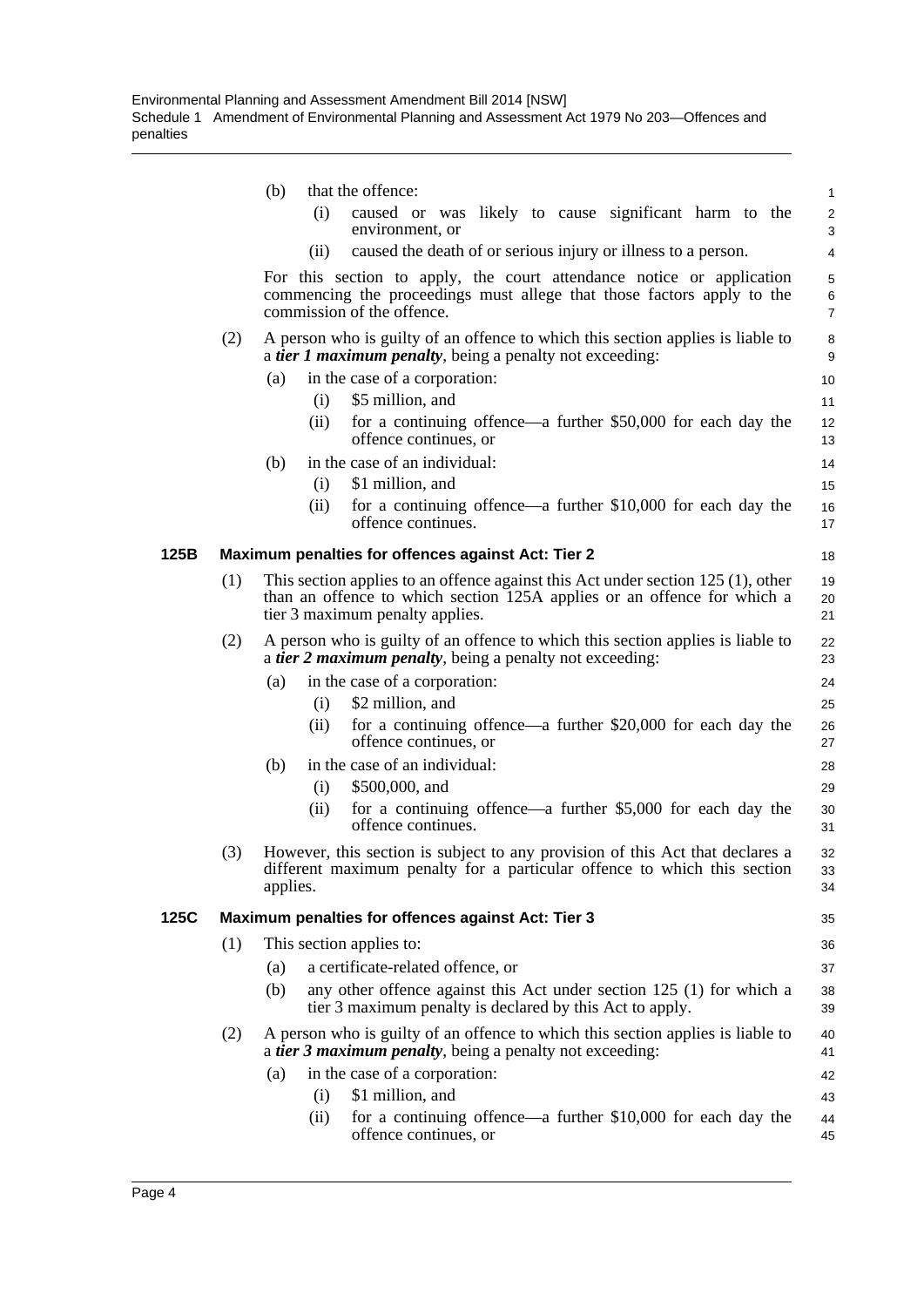(b) that the offence:

(i) caused or was likely to cause significant harm to the environment, or

(ii) caused the death of or serious injury or illness to a person.

For this section to apply, the court attendance notice or application commencing the proceedings must allege that those factors apply to the commission of the offence.

(2) A person who is guilty of an offence to which this section applies is liable to a ***tier 1 maximum penalty***, being a penalty not exceeding:

(a) in the case of a corporation:

(i) $5 million, and

(ii) for a continuing offence—a further $50,000 for each day the offence continues, or

(b) in the case of an individual:

(i) $1 million, and

(ii) for a continuing offence—a further $10,000 for each day the offence continues.

### 125B Maximum penalties for offences against Act: Tier 2

(1) This section applies to an offence against this Act under section 125 (1), other than an offence to which section 125A applies or an offence for which a tier 3 maximum penalty applies.

(2) A person who is guilty of an offence to which this section applies is liable to a ***tier 2 maximum penalty***, being a penalty not exceeding:

(a) in the case of a corporation:

(i) $2 million, and

(ii) for a continuing offence—a further $20,000 for each day the offence continues, or

(b) in the case of an individual:

(i) $500,000, and

(ii) for a continuing offence—a further $5,000 for each day the offence continues.

(3) However, this section is subject to any provision of this Act that declares a different maximum penalty for a particular offence to which this section applies.

### 125C Maximum penalties for offences against Act: Tier 3

(1) This section applies to:

(a) a certificate-related offence, or

(b) any other offence against this Act under section 125 (1) for which a tier 3 maximum penalty is declared by this Act to apply.

(2) A person who is guilty of an offence to which this section applies is liable to a ***tier 3 maximum penalty***, being a penalty not exceeding:

(a) in the case of a corporation:

(i) $1 million, and

(ii) for a continuing offence—a further $10,000 for each day the offence continues, or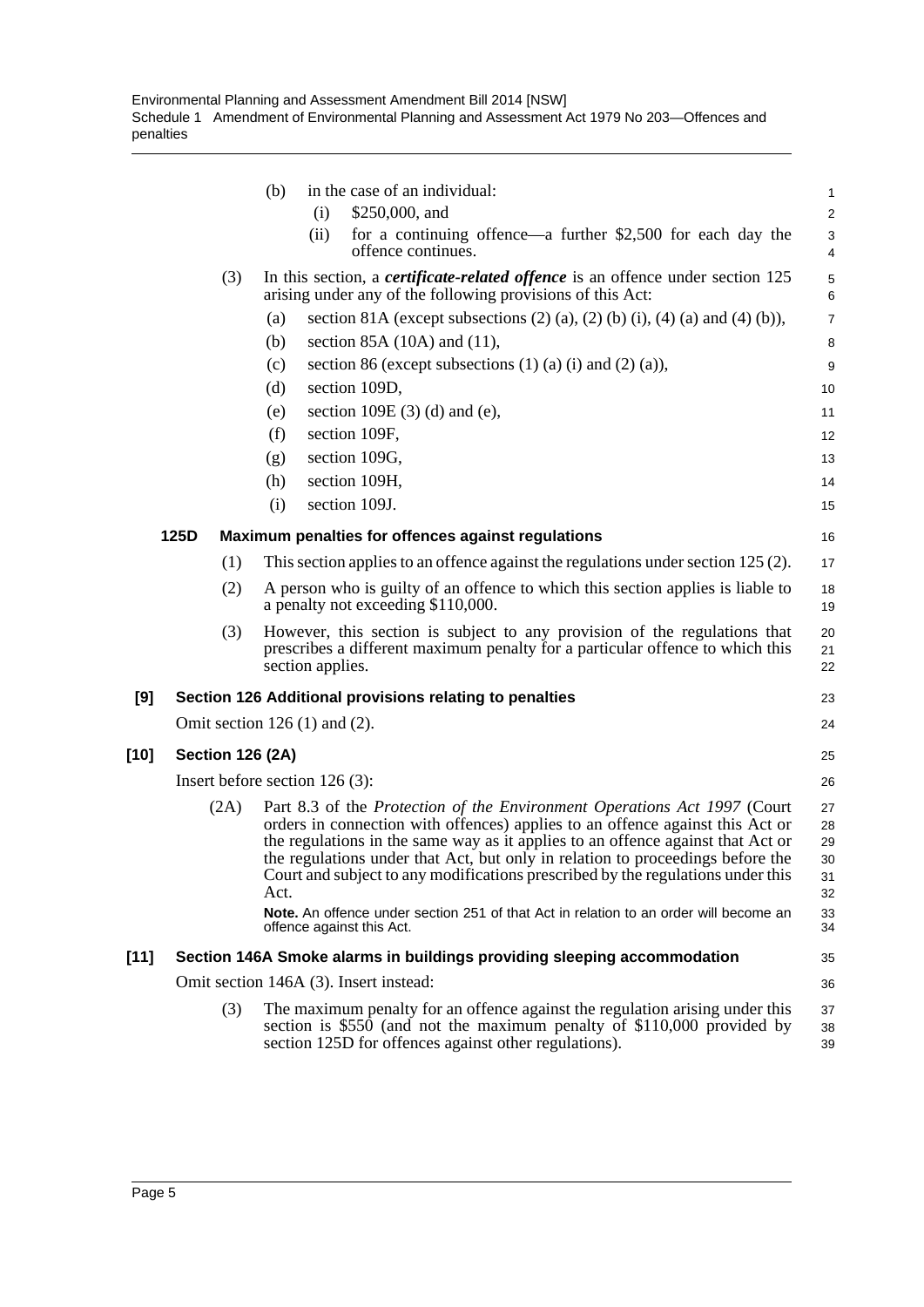(b) in the case of an individual:

(i) $250,000, and

(ii) for a continuing offence—a further $2,500 for each day the offence continues.

(3) In this section, a ***certificate-related offence*** is an offence under section 125 arising under any of the following provisions of this Act:

(a) section 81A (except subsections (2) (a), (2) (b) (i), (4) (a) and (4) (b)),

(b) section 85A (10A) and (11),

(c) section 86 (except subsections (1) (a) (i) and (2) (a)),

(d) section 109D,

(e) section 109E (3) (d) and (e),

(f) section 109F,

(g) section 109G,

(h) section 109H,

(i) section 109J.

**125D Maximum penalties for offences against regulations**

(1) This section applies to an offence against the regulations under section 125 (2).

(2) A person who is guilty of an offence to which this section applies is liable to a penalty not exceeding $110,000.

(3) However, this section is subject to any provision of the regulations that prescribes a different maximum penalty for a particular offence to which this section applies.

**[9] Section 126 Additional provisions relating to penalties**

Omit section 126 (1) and (2).

**[10] Section 126 (2A)**

Insert before section 126 (3):

(2A) Part 8.3 of the *Protection of the Environment Operations Act 1997* (Court orders in connection with offences) applies to an offence against this Act or the regulations in the same way as it applies to an offence against that Act or the regulations under that Act, but only in relation to proceedings before the Court and subject to any modifications prescribed by the regulations under this Act.

**Note.** An offence under section 251 of that Act in relation to an order will become an offence against this Act.

**[11] Section 146A Smoke alarms in buildings providing sleeping accommodation**

Omit section 146A (3). Insert instead:

(3) The maximum penalty for an offence against the regulation arising under this section is $550 (and not the maximum penalty of $110,000 provided by section 125D for offences against other regulations).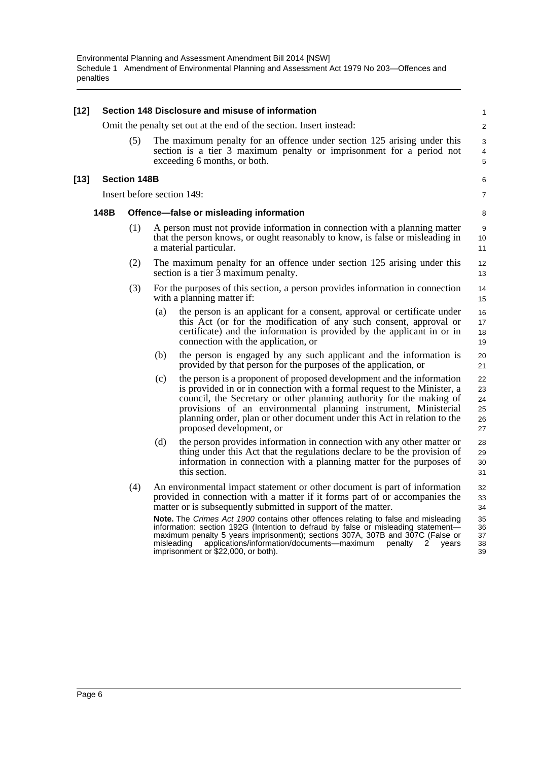**[12] Section 148 Disclosure and misuse of information**

Omit the penalty set out at the end of the section. Insert instead:

(5) The maximum penalty for an offence under section 125 arising under this section is a tier 3 maximum penalty or imprisonment for a period not exceeding 6 months, or both.

**[13] Section 148B**

Insert before section 149:

**148B Offence—false or misleading information**

(1) A person must not provide information in connection with a planning matter that the person knows, or ought reasonably to know, is false or misleading in a material particular.

(2) The maximum penalty for an offence under section 125 arising under this section is a tier 3 maximum penalty.

(3) For the purposes of this section, a person provides information in connection with a planning matter if:

(a) the person is an applicant for a consent, approval or certificate under this Act (or for the modification of any such consent, approval or certificate) and the information is provided by the applicant in or in connection with the application, or

(b) the person is engaged by any such applicant and the information is provided by that person for the purposes of the application, or

(c) the person is a proponent of proposed development and the information is provided in or in connection with a formal request to the Minister, a council, the Secretary or other planning authority for the making of provisions of an environmental planning instrument, Ministerial planning order, plan or other document under this Act in relation to the proposed development, or

(d) the person provides information in connection with any other matter or thing under this Act that the regulations declare to be the provision of information in connection with a planning matter for the purposes of this section.

(4) An environmental impact statement or other document is part of information provided in connection with a matter if it forms part of or accompanies the matter or is subsequently submitted in support of the matter.

**Note.** The *Crimes Act 1900* contains other offences relating to false and misleading information: section 192G (Intention to defraud by false or misleading statement—maximum penalty 5 years imprisonment); sections 307A, 307B and 307C (False or misleading applications/information/documents—maximum penalty 2 years imprisonment or $22,000, or both).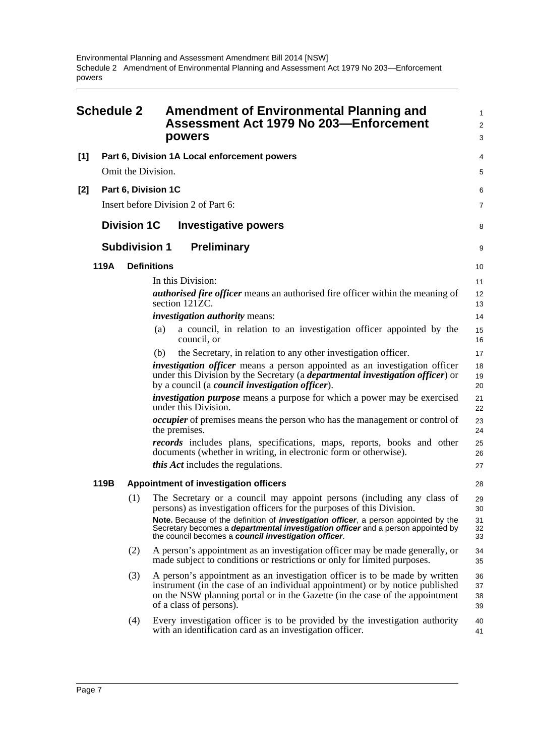# Schedule 2 Amendment of Environmental Planning and Assessment Act 1979 No 203—Enforcement powers

**[1] Part 6, Division 1A Local enforcement powers**

Omit the Division.

**[2] Part 6, Division 1C**

Insert before Division 2 of Part 6:

## Division 1C Investigative powers

### Subdivision 1 Preliminary

**119A Definitions**

In this Division:

***authorised fire officer*** means an authorised fire officer within the meaning of section 121ZC.

***investigation authority*** means:

(a) a council, in relation to an investigation officer appointed by the council, or

(b) the Secretary, in relation to any other investigation officer.

***investigation officer*** means a person appointed as an investigation officer under this Division by the Secretary (a ***departmental investigation officer***) or by a council (a ***council investigation officer***).

***investigation purpose*** means a purpose for which a power may be exercised under this Division.

***occupier*** of premises means the person who has the management or control of the premises.

***records*** includes plans, specifications, maps, reports, books and other documents (whether in writing, in electronic form or otherwise).

***this Act*** includes the regulations.

**119B Appointment of investigation officers**

(1) The Secretary or a council may appoint persons (including any class of persons) as investigation officers for the purposes of this Division.

**Note.** Because of the definition of ***investigation officer***, a person appointed by the Secretary becomes a ***departmental investigation officer*** and a person appointed by the council becomes a ***council investigation officer***.

(2) A person's appointment as an investigation officer may be made generally, or made subject to conditions or restrictions or only for limited purposes.

(3) A person's appointment as an investigation officer is to be made by written instrument (in the case of an individual appointment) or by notice published on the NSW planning portal or in the Gazette (in the case of the appointment of a class of persons).

(4) Every investigation officer is to be provided by the investigation authority with an identification card as an investigation officer.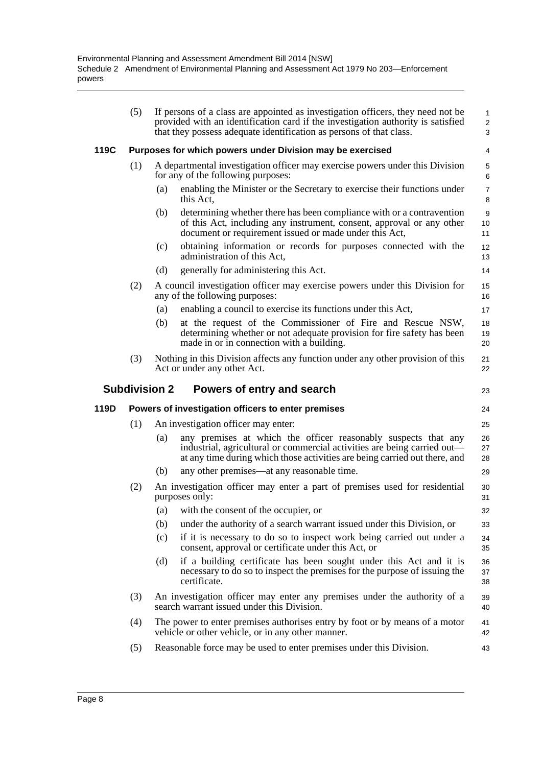(5) If persons of a class are appointed as investigation officers, they need not be provided with an identification card if the investigation authority is satisfied that they possess adequate identification as persons of that class.

### 119C Purposes for which powers under Division may be exercised

(1) A departmental investigation officer may exercise powers under this Division for any of the following purposes:

- (a) enabling the Minister or the Secretary to exercise their functions under this Act,
- (b) determining whether there has been compliance with or a contravention of this Act, including any instrument, consent, approval or any other document or requirement issued or made under this Act,
- (c) obtaining information or records for purposes connected with the administration of this Act,
- (d) generally for administering this Act.

(2) A council investigation officer may exercise powers under this Division for any of the following purposes:

- (a) enabling a council to exercise its functions under this Act,
- (b) at the request of the Commissioner of Fire and Rescue NSW, determining whether or not adequate provision for fire safety has been made in or in connection with a building.

(3) Nothing in this Division affects any function under any other provision of this Act or under any other Act.

## Subdivision 2 Powers of entry and search

### 119D Powers of investigation officers to enter premises

(1) An investigation officer may enter:

- (a) any premises at which the officer reasonably suspects that any industrial, agricultural or commercial activities are being carried out—at any time during which those activities are being carried out there, and
- (b) any other premises—at any reasonable time.

(2) An investigation officer may enter a part of premises used for residential purposes only:

- (a) with the consent of the occupier, or
- (b) under the authority of a search warrant issued under this Division, or
- (c) if it is necessary to do so to inspect work being carried out under a consent, approval or certificate under this Act, or
- (d) if a building certificate has been sought under this Act and it is necessary to do so to inspect the premises for the purpose of issuing the certificate.

(3) An investigation officer may enter any premises under the authority of a search warrant issued under this Division.

(4) The power to enter premises authorises entry by foot or by means of a motor vehicle or other vehicle, or in any other manner.

(5) Reasonable force may be used to enter premises under this Division.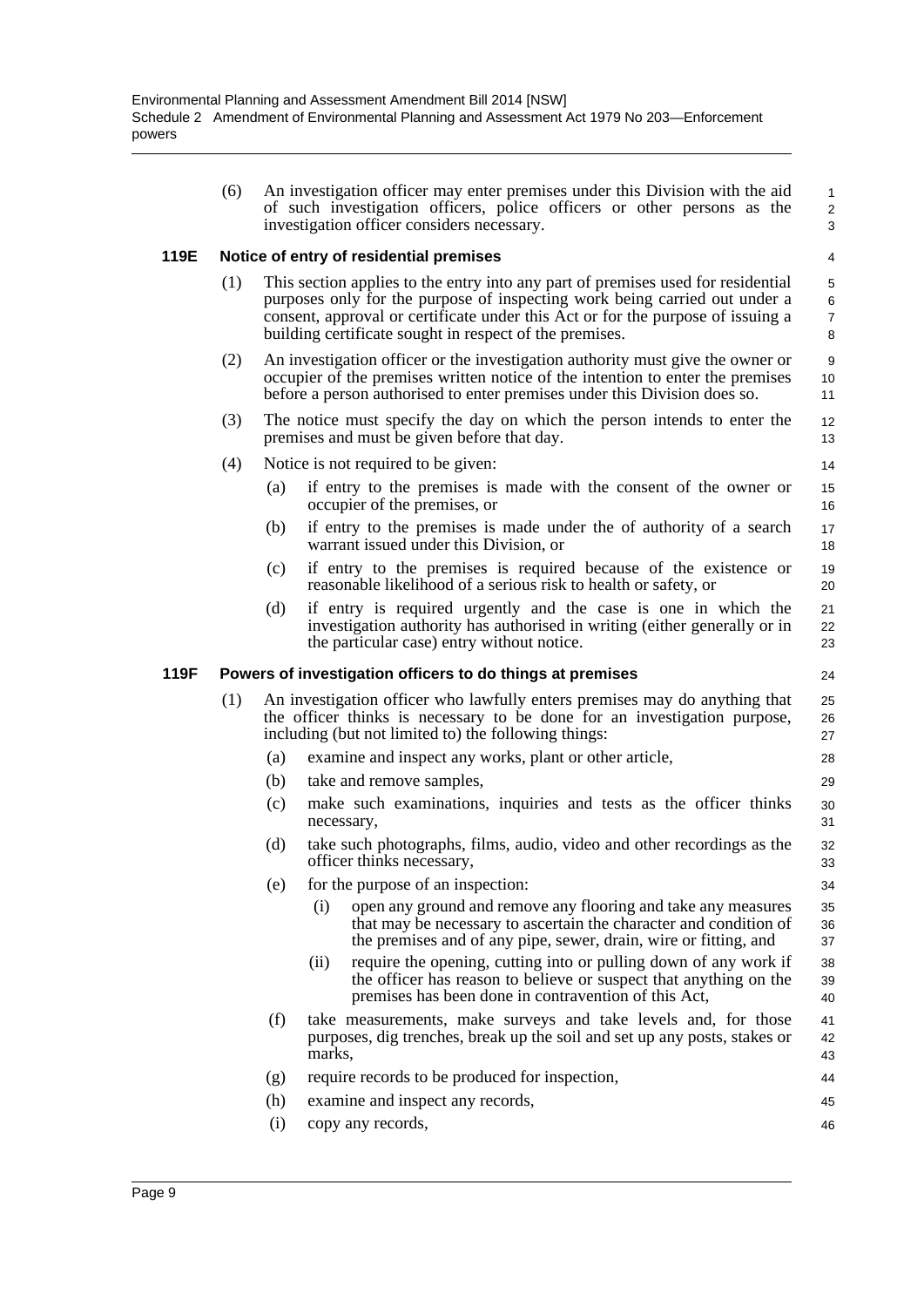(6) An investigation officer may enter premises under this Division with the aid of such investigation officers, police officers or other persons as the investigation officer considers necessary.

### 119E Notice of entry of residential premises

(1) This section applies to the entry into any part of premises used for residential purposes only for the purpose of inspecting work being carried out under a consent, approval or certificate under this Act or for the purpose of issuing a building certificate sought in respect of the premises.

(2) An investigation officer or the investigation authority must give the owner or occupier of the premises written notice of the intention to enter the premises before a person authorised to enter premises under this Division does so.

(3) The notice must specify the day on which the person intends to enter the premises and must be given before that day.

(4) Notice is not required to be given:

(a) if entry to the premises is made with the consent of the owner or occupier of the premises, or

(b) if entry to the premises is made under the of authority of a search warrant issued under this Division, or

(c) if entry to the premises is required because of the existence or reasonable likelihood of a serious risk to health or safety, or

(d) if entry is required urgently and the case is one in which the investigation authority has authorised in writing (either generally or in the particular case) entry without notice.

### 119F Powers of investigation officers to do things at premises

(1) An investigation officer who lawfully enters premises may do anything that the officer thinks is necessary to be done for an investigation purpose, including (but not limited to) the following things:

(a) examine and inspect any works, plant or other article,

(b) take and remove samples,

(c) make such examinations, inquiries and tests as the officer thinks necessary,

(d) take such photographs, films, audio, video and other recordings as the officer thinks necessary,

(e) for the purpose of an inspection:

(i) open any ground and remove any flooring and take any measures that may be necessary to ascertain the character and condition of the premises and of any pipe, sewer, drain, wire or fitting, and

(ii) require the opening, cutting into or pulling down of any work if the officer has reason to believe or suspect that anything on the premises has been done in contravention of this Act,

(f) take measurements, make surveys and take levels and, for those purposes, dig trenches, break up the soil and set up any posts, stakes or marks,

(g) require records to be produced for inspection,

(h) examine and inspect any records,

(i) copy any records,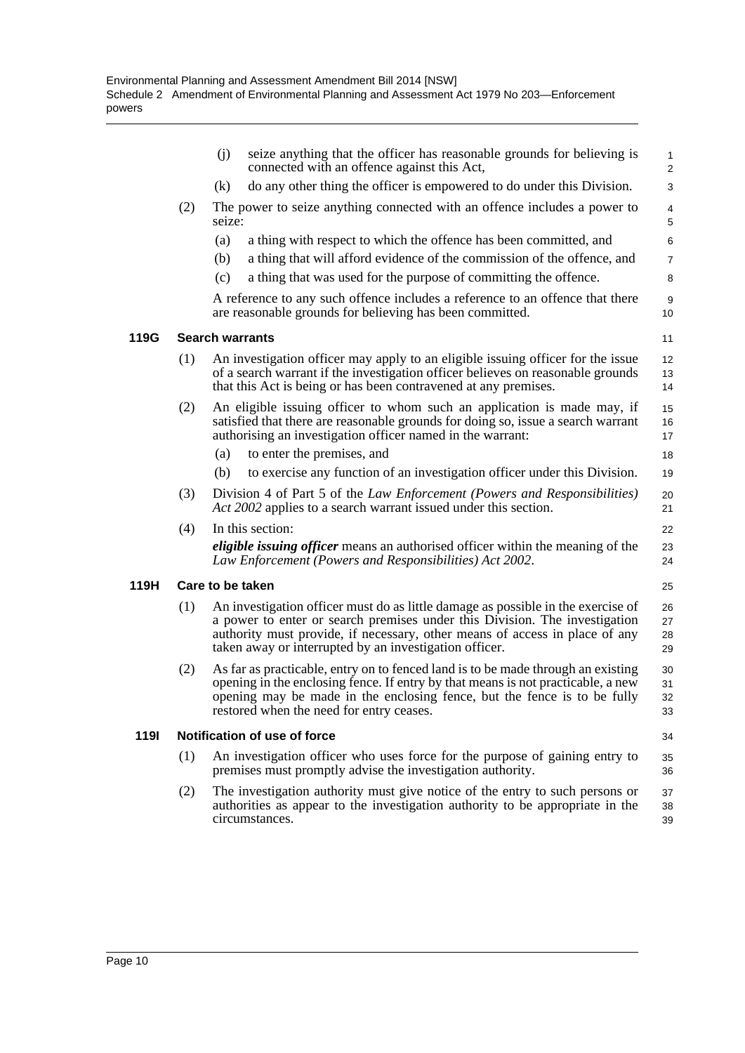(j) seize anything that the officer has reasonable grounds for believing is connected with an offence against this Act,

(k) do any other thing the officer is empowered to do under this Division.

(2) The power to seize anything connected with an offence includes a power to seize:

(a) a thing with respect to which the offence has been committed, and

(b) a thing that will afford evidence of the commission of the offence, and

(c) a thing that was used for the purpose of committing the offence.

A reference to any such offence includes a reference to an offence that there are reasonable grounds for believing has been committed.

### 119G Search warrants

(1) An investigation officer may apply to an eligible issuing officer for the issue of a search warrant if the investigation officer believes on reasonable grounds that this Act is being or has been contravened at any premises.

(2) An eligible issuing officer to whom such an application is made may, if satisfied that there are reasonable grounds for doing so, issue a search warrant authorising an investigation officer named in the warrant:

(a) to enter the premises, and

(b) to exercise any function of an investigation officer under this Division.

(3) Division 4 of Part 5 of the *Law Enforcement (Powers and Responsibilities) Act 2002* applies to a search warrant issued under this section.

(4) In this section:

***eligible issuing officer*** means an authorised officer within the meaning of the *Law Enforcement (Powers and Responsibilities) Act 2002*.

### 119H Care to be taken

(1) An investigation officer must do as little damage as possible in the exercise of a power to enter or search premises under this Division. The investigation authority must provide, if necessary, other means of access in place of any taken away or interrupted by an investigation officer.

(2) As far as practicable, entry on to fenced land is to be made through an existing opening in the enclosing fence. If entry by that means is not practicable, a new opening may be made in the enclosing fence, but the fence is to be fully restored when the need for entry ceases.

### 119I Notification of use of force

(1) An investigation officer who uses force for the purpose of gaining entry to premises must promptly advise the investigation authority.

(2) The investigation authority must give notice of the entry to such persons or authorities as appear to the investigation authority to be appropriate in the circumstances.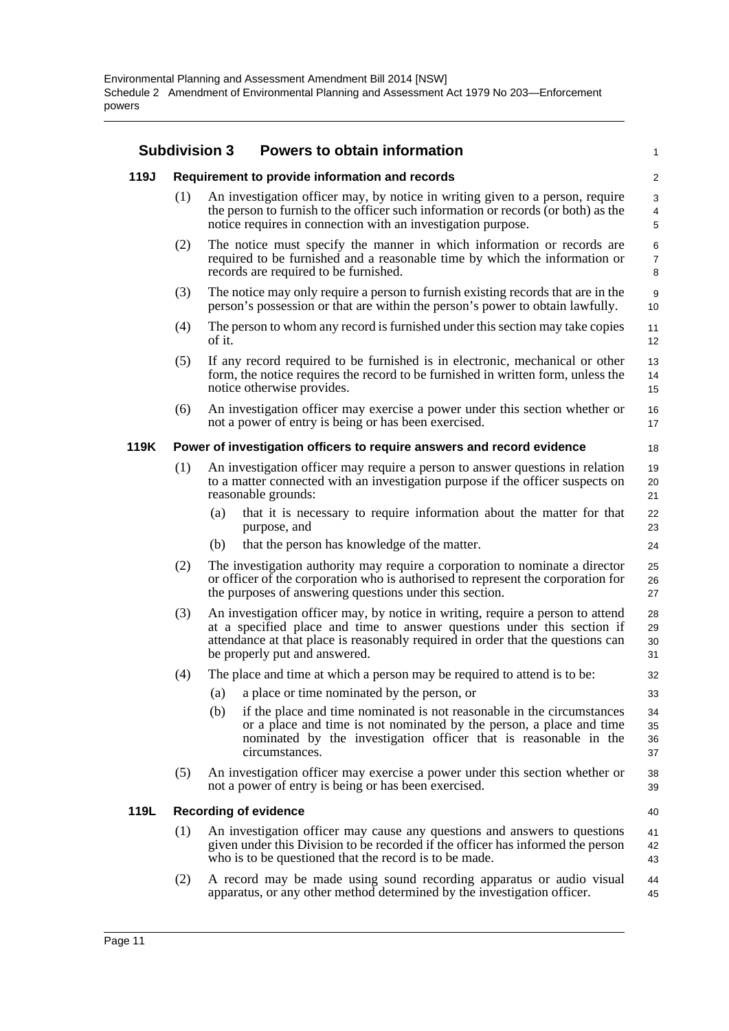## Subdivision 3 Powers to obtain information

### 119J Requirement to provide information and records

(1) An investigation officer may, by notice in writing given to a person, require the person to furnish to the officer such information or records (or both) as the notice requires in connection with an investigation purpose.

(2) The notice must specify the manner in which information or records are required to be furnished and a reasonable time by which the information or records are required to be furnished.

(3) The notice may only require a person to furnish existing records that are in the person's possession or that are within the person's power to obtain lawfully.

(4) The person to whom any record is furnished under this section may take copies of it.

(5) If any record required to be furnished is in electronic, mechanical or other form, the notice requires the record to be furnished in written form, unless the notice otherwise provides.

(6) An investigation officer may exercise a power under this section whether or not a power of entry is being or has been exercised.

### 119K Power of investigation officers to require answers and record evidence

(1) An investigation officer may require a person to answer questions in relation to a matter connected with an investigation purpose if the officer suspects on reasonable grounds:

- (a) that it is necessary to require information about the matter for that purpose, and
- (b) that the person has knowledge of the matter.

(2) The investigation authority may require a corporation to nominate a director or officer of the corporation who is authorised to represent the corporation for the purposes of answering questions under this section.

(3) An investigation officer may, by notice in writing, require a person to attend at a specified place and time to answer questions under this section if attendance at that place is reasonably required in order that the questions can be properly put and answered.

(4) The place and time at which a person may be required to attend is to be:

- (a) a place or time nominated by the person, or
- (b) if the place and time nominated is not reasonable in the circumstances or a place and time is not nominated by the person, a place and time nominated by the investigation officer that is reasonable in the circumstances.

(5) An investigation officer may exercise a power under this section whether or not a power of entry is being or has been exercised.

### 119L Recording of evidence

(1) An investigation officer may cause any questions and answers to questions given under this Division to be recorded if the officer has informed the person who is to be questioned that the record is to be made.

(2) A record may be made using sound recording apparatus or audio visual apparatus, or any other method determined by the investigation officer.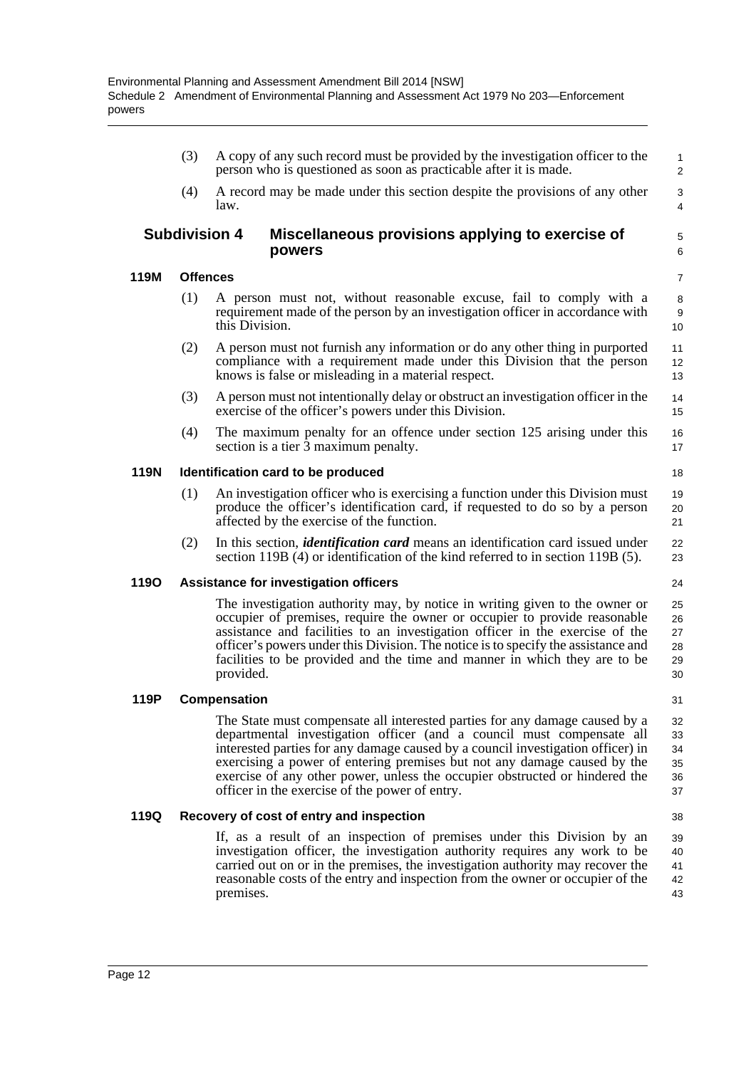(3) A copy of any such record must be provided by the investigation officer to the person who is questioned as soon as practicable after it is made.

(4) A record may be made under this section despite the provisions of any other law.

### Subdivision 4 Miscellaneous provisions applying to exercise of powers

#### 119M Offences

(1) A person must not, without reasonable excuse, fail to comply with a requirement made of the person by an investigation officer in accordance with this Division.

(2) A person must not furnish any information or do any other thing in purported compliance with a requirement made under this Division that the person knows is false or misleading in a material respect.

(3) A person must not intentionally delay or obstruct an investigation officer in the exercise of the officer's powers under this Division.

(4) The maximum penalty for an offence under section 125 arising under this section is a tier 3 maximum penalty.

#### 119N Identification card to be produced

(1) An investigation officer who is exercising a function under this Division must produce the officer's identification card, if requested to do so by a person affected by the exercise of the function.

(2) In this section, ***identification card*** means an identification card issued under section 119B (4) or identification of the kind referred to in section 119B (5).

#### 119O Assistance for investigation officers

The investigation authority may, by notice in writing given to the owner or occupier of premises, require the owner or occupier to provide reasonable assistance and facilities to an investigation officer in the exercise of the officer's powers under this Division. The notice is to specify the assistance and facilities to be provided and the time and manner in which they are to be provided.

#### 119P Compensation

The State must compensate all interested parties for any damage caused by a departmental investigation officer (and a council must compensate all interested parties for any damage caused by a council investigation officer) in exercising a power of entering premises but not any damage caused by the exercise of any other power, unless the occupier obstructed or hindered the officer in the exercise of the power of entry.

#### 119Q Recovery of cost of entry and inspection

If, as a result of an inspection of premises under this Division by an investigation officer, the investigation authority requires any work to be carried out on or in the premises, the investigation authority may recover the reasonable costs of the entry and inspection from the owner or occupier of the premises.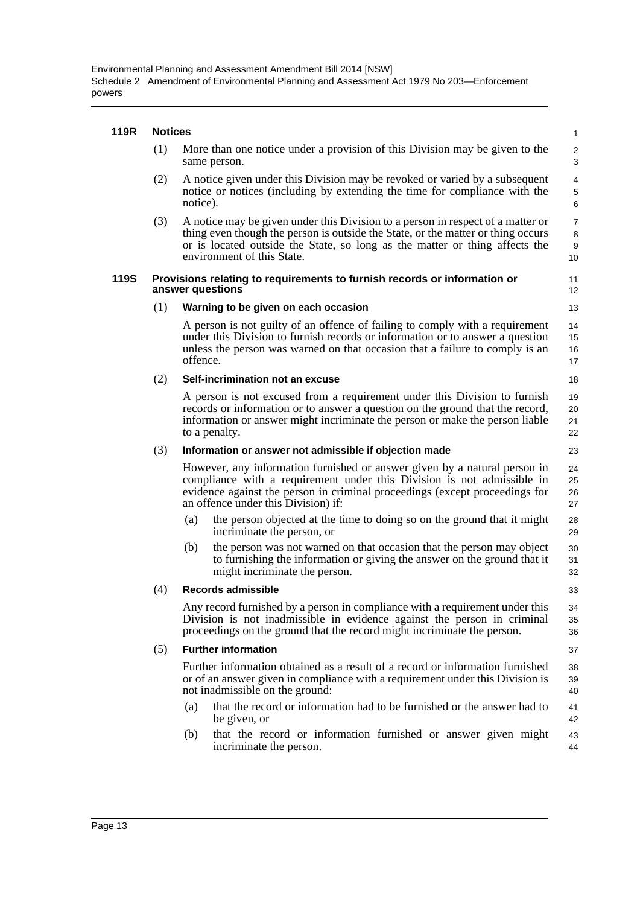#### 119R Notices

(1) More than one notice under a provision of this Division may be given to the same person.

(2) A notice given under this Division may be revoked or varied by a subsequent notice or notices (including by extending the time for compliance with the notice).

(3) A notice may be given under this Division to a person in respect of a matter or thing even though the person is outside the State, or the matter or thing occurs or is located outside the State, so long as the matter or thing affects the environment of this State.

#### 119S Provisions relating to requirements to furnish records or information or answer questions

(1) **Warning to be given on each occasion**

A person is not guilty of an offence of failing to comply with a requirement under this Division to furnish records or information or to answer a question unless the person was warned on that occasion that a failure to comply is an offence.

(2) **Self-incrimination not an excuse**

A person is not excused from a requirement under this Division to furnish records or information or to answer a question on the ground that the record, information or answer might incriminate the person or make the person liable to a penalty.

(3) **Information or answer not admissible if objection made**

However, any information furnished or answer given by a natural person in compliance with a requirement under this Division is not admissible in evidence against the person in criminal proceedings (except proceedings for an offence under this Division) if:

(a) the person objected at the time to doing so on the ground that it might incriminate the person, or

(b) the person was not warned on that occasion that the person may object to furnishing the information or giving the answer on the ground that it might incriminate the person.

(4) **Records admissible**

Any record furnished by a person in compliance with a requirement under this Division is not inadmissible in evidence against the person in criminal proceedings on the ground that the record might incriminate the person.

(5) **Further information**

Further information obtained as a result of a record or information furnished or of an answer given in compliance with a requirement under this Division is not inadmissible on the ground:

(a) that the record or information had to be furnished or the answer had to be given, or

(b) that the record or information furnished or answer given might incriminate the person.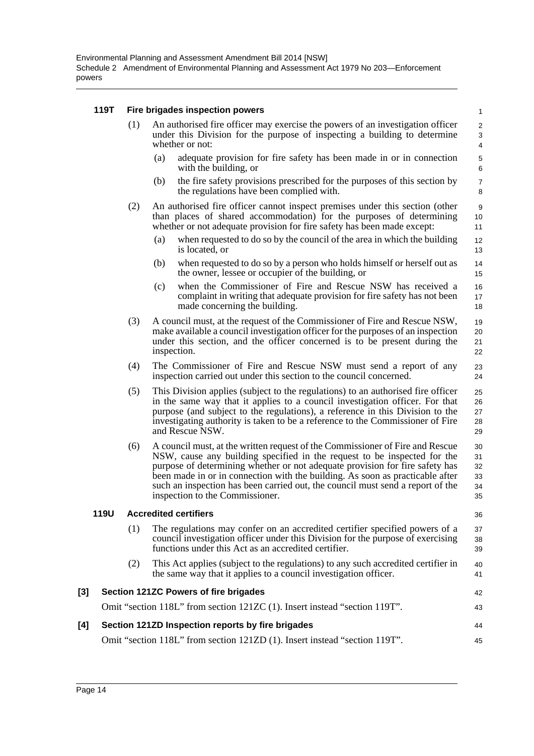#### 119T Fire brigades inspection powers

(1) An authorised fire officer may exercise the powers of an investigation officer under this Division for the purpose of inspecting a building to determine whether or not:

(a) adequate provision for fire safety has been made in or in connection with the building, or

(b) the fire safety provisions prescribed for the purposes of this section by the regulations have been complied with.

(2) An authorised fire officer cannot inspect premises under this section (other than places of shared accommodation) for the purposes of determining whether or not adequate provision for fire safety has been made except:

(a) when requested to do so by the council of the area in which the building is located, or

(b) when requested to do so by a person who holds himself or herself out as the owner, lessee or occupier of the building, or

(c) when the Commissioner of Fire and Rescue NSW has received a complaint in writing that adequate provision for fire safety has not been made concerning the building.

(3) A council must, at the request of the Commissioner of Fire and Rescue NSW, make available a council investigation officer for the purposes of an inspection under this section, and the officer concerned is to be present during the inspection.

(4) The Commissioner of Fire and Rescue NSW must send a report of any inspection carried out under this section to the council concerned.

(5) This Division applies (subject to the regulations) to an authorised fire officer in the same way that it applies to a council investigation officer. For that purpose (and subject to the regulations), a reference in this Division to the investigating authority is taken to be a reference to the Commissioner of Fire and Rescue NSW.

(6) A council must, at the written request of the Commissioner of Fire and Rescue NSW, cause any building specified in the request to be inspected for the purpose of determining whether or not adequate provision for fire safety has been made in or in connection with the building. As soon as practicable after such an inspection has been carried out, the council must send a report of the inspection to the Commissioner.

#### 119U Accredited certifiers

(1) The regulations may confer on an accredited certifier specified powers of a council investigation officer under this Division for the purpose of exercising functions under this Act as an accredited certifier.

(2) This Act applies (subject to the regulations) to any such accredited certifier in the same way that it applies to a council investigation officer.

### [3] Section 121ZC Powers of fire brigades

Omit "section 118L" from section 121ZC (1). Insert instead "section 119T".

### [4] Section 121ZD Inspection reports by fire brigades

Omit "section 118L" from section 121ZD (1). Insert instead "section 119T".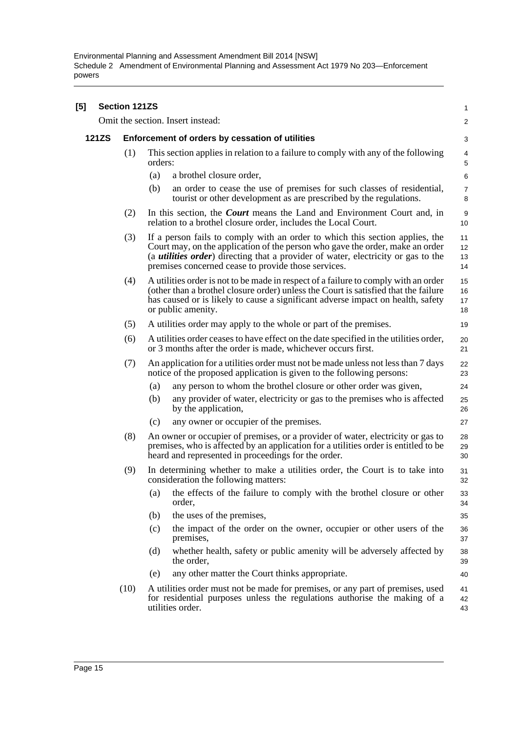**[5] Section 121ZS**

Omit the section. Insert instead:

**121ZS Enforcement of orders by cessation of utilities**

(1) This section applies in relation to a failure to comply with any of the following orders:

(a) a brothel closure order,

(b) an order to cease the use of premises for such classes of residential, tourist or other development as are prescribed by the regulations.

(2) In this section, the ***Court*** means the Land and Environment Court and, in relation to a brothel closure order, includes the Local Court.

(3) If a person fails to comply with an order to which this section applies, the Court may, on the application of the person who gave the order, make an order (a ***utilities order***) directing that a provider of water, electricity or gas to the premises concerned cease to provide those services.

(4) A utilities order is not to be made in respect of a failure to comply with an order (other than a brothel closure order) unless the Court is satisfied that the failure has caused or is likely to cause a significant adverse impact on health, safety or public amenity.

(5) A utilities order may apply to the whole or part of the premises.

(6) A utilities order ceases to have effect on the date specified in the utilities order, or 3 months after the order is made, whichever occurs first.

(7) An application for a utilities order must not be made unless not less than 7 days notice of the proposed application is given to the following persons:

(a) any person to whom the brothel closure or other order was given,

(b) any provider of water, electricity or gas to the premises who is affected by the application,

(c) any owner or occupier of the premises.

(8) An owner or occupier of premises, or a provider of water, electricity or gas to premises, who is affected by an application for a utilities order is entitled to be heard and represented in proceedings for the order.

(9) In determining whether to make a utilities order, the Court is to take into consideration the following matters:

(a) the effects of the failure to comply with the brothel closure or other order,

(b) the uses of the premises,

(c) the impact of the order on the owner, occupier or other users of the premises,

(d) whether health, safety or public amenity will be adversely affected by the order,

(e) any other matter the Court thinks appropriate.

(10) A utilities order must not be made for premises, or any part of premises, used for residential purposes unless the regulations authorise the making of a utilities order.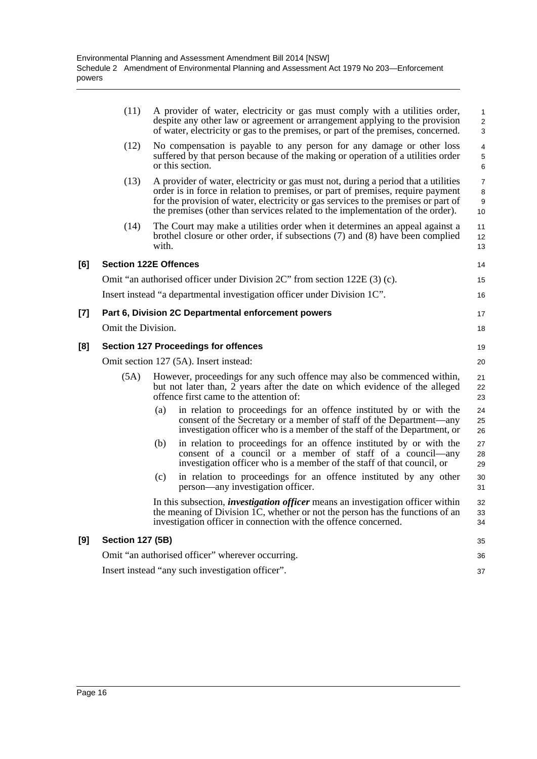(11) A provider of water, electricity or gas must comply with a utilities order, despite any other law or agreement or arrangement applying to the provision of water, electricity or gas to the premises, or part of the premises, concerned.

(12) No compensation is payable to any person for any damage or other loss suffered by that person because of the making or operation of a utilities order or this section.

(13) A provider of water, electricity or gas must not, during a period that a utilities order is in force in relation to premises, or part of premises, require payment for the provision of water, electricity or gas services to the premises or part of the premises (other than services related to the implementation of the order).

(14) The Court may make a utilities order when it determines an appeal against a brothel closure or other order, if subsections (7) and (8) have been complied with.

**[6] Section 122E Offences**

Omit "an authorised officer under Division 2C" from section 122E (3) (c).

Insert instead "a departmental investigation officer under Division 1C".

**[7] Part 6, Division 2C Departmental enforcement powers**

Omit the Division.

**[8] Section 127 Proceedings for offences**

Omit section 127 (5A). Insert instead:

(5A) However, proceedings for any such offence may also be commenced within, but not later than, 2 years after the date on which evidence of the alleged offence first came to the attention of:

(a) in relation to proceedings for an offence instituted by or with the consent of the Secretary or a member of staff of the Department—any investigation officer who is a member of the staff of the Department, or

(b) in relation to proceedings for an offence instituted by or with the consent of a council or a member of staff of a council—any investigation officer who is a member of the staff of that council, or

(c) in relation to proceedings for an offence instituted by any other person—any investigation officer.

In this subsection, ***investigation officer*** means an investigation officer within the meaning of Division 1C, whether or not the person has the functions of an investigation officer in connection with the offence concerned.

**[9] Section 127 (5B)**

Omit "an authorised officer" wherever occurring.

Insert instead "any such investigation officer".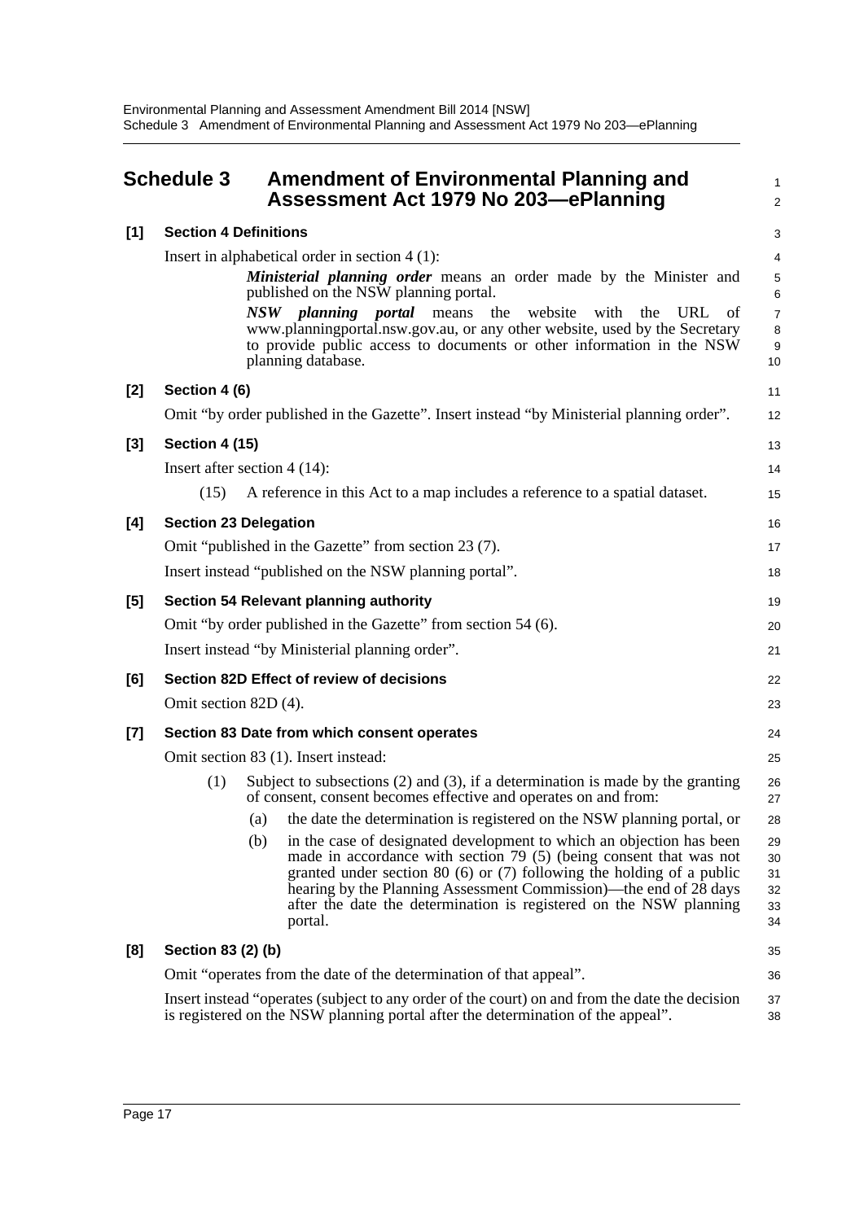# Schedule 3 Amendment of Environmental Planning and Assessment Act 1979 No 203—ePlanning

## [1] Section 4 Definitions

Insert in alphabetical order in section 4 (1):

> ***Ministerial planning order*** means an order made by the Minister and published on the NSW planning portal.
>
> ***NSW planning portal*** means the website with the URL of www.planningportal.nsw.gov.au, or any other website, used by the Secretary to provide public access to documents or other information in the NSW planning database.

## [2] Section 4 (6)

Omit "by order published in the Gazette". Insert instead "by Ministerial planning order".

## [3] Section 4 (15)

Insert after section 4 (14):

> (15) A reference in this Act to a map includes a reference to a spatial dataset.

## [4] Section 23 Delegation

Omit "published in the Gazette" from section 23 (7).

Insert instead "published on the NSW planning portal".

## [5] Section 54 Relevant planning authority

Omit "by order published in the Gazette" from section 54 (6).

Insert instead "by Ministerial planning order".

## [6] Section 82D Effect of review of decisions

Omit section 82D (4).

## [7] Section 83 Date from which consent operates

Omit section 83 (1). Insert instead:

> (1) Subject to subsections (2) and (3), if a determination is made by the granting of consent, consent becomes effective and operates on and from:
>
> (a) the date the determination is registered on the NSW planning portal, or
>
> (b) in the case of designated development to which an objection has been made in accordance with section 79 (5) (being consent that was not granted under section 80 (6) or (7) following the holding of a public hearing by the Planning Assessment Commission)—the end of 28 days after the date the determination is registered on the NSW planning portal.

## [8] Section 83 (2) (b)

Omit "operates from the date of the determination of that appeal".

Insert instead "operates (subject to any order of the court) on and from the date the decision is registered on the NSW planning portal after the determination of the appeal".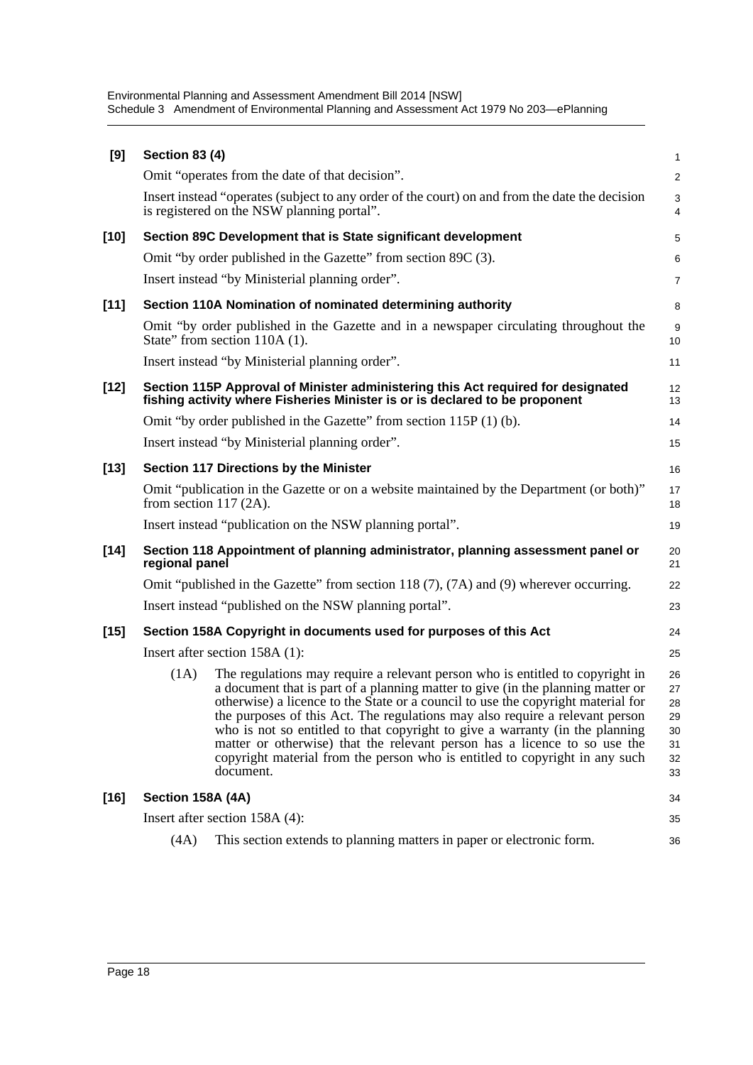**[9] Section 83 (4)**

Omit "operates from the date of that decision".

Insert instead "operates (subject to any order of the court) on and from the date the decision is registered on the NSW planning portal".

**[10] Section 89C Development that is State significant development**

Omit "by order published in the Gazette" from section 89C (3).

Insert instead "by Ministerial planning order".

**[11] Section 110A Nomination of nominated determining authority**

Omit "by order published in the Gazette and in a newspaper circulating throughout the State" from section 110A (1).

Insert instead "by Ministerial planning order".

**[12] Section 115P Approval of Minister administering this Act required for designated fishing activity where Fisheries Minister is or is declared to be proponent**

Omit "by order published in the Gazette" from section 115P (1) (b).

Insert instead "by Ministerial planning order".

**[13] Section 117 Directions by the Minister**

Omit "publication in the Gazette or on a website maintained by the Department (or both)" from section 117 (2A).

Insert instead "publication on the NSW planning portal".

**[14] Section 118 Appointment of planning administrator, planning assessment panel or regional panel**

Omit "published in the Gazette" from section 118 (7), (7A) and (9) wherever occurring.

Insert instead "published on the NSW planning portal".

**[15] Section 158A Copyright in documents used for purposes of this Act**

Insert after section 158A (1):

(1A) The regulations may require a relevant person who is entitled to copyright in a document that is part of a planning matter to give (in the planning matter or otherwise) a licence to the State or a council to use the copyright material for the purposes of this Act. The regulations may also require a relevant person who is not so entitled to that copyright to give a warranty (in the planning matter or otherwise) that the relevant person has a licence to so use the copyright material from the person who is entitled to copyright in any such document.

**[16] Section 158A (4A)**

Insert after section 158A (4):

(4A) This section extends to planning matters in paper or electronic form.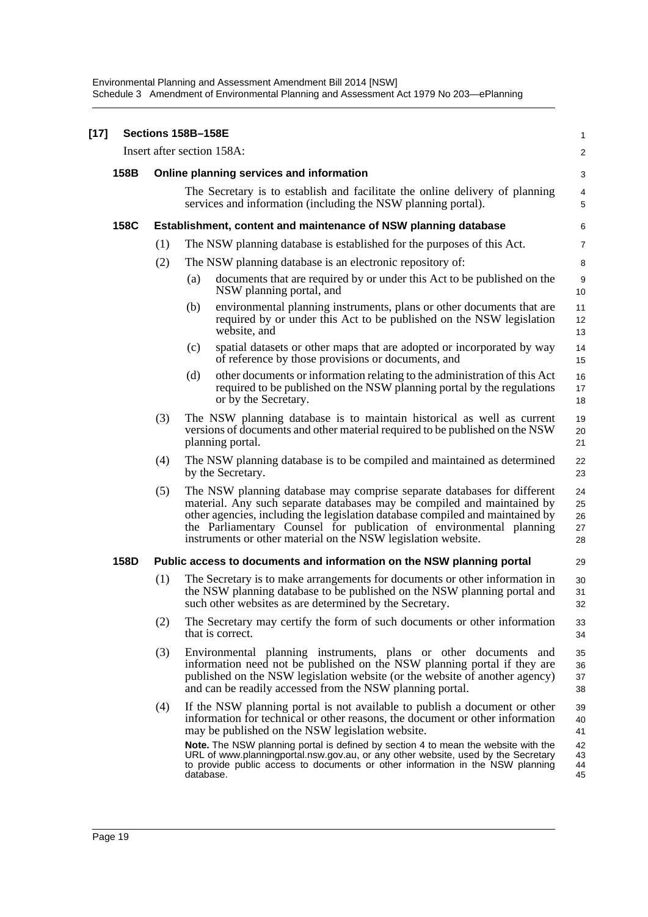**[17] Sections 158B–158E**

Insert after section 158A:

**158B Online planning services and information**

The Secretary is to establish and facilitate the online delivery of planning services and information (including the NSW planning portal).

**158C Establishment, content and maintenance of NSW planning database**

(1) The NSW planning database is established for the purposes of this Act.

(2) The NSW planning database is an electronic repository of:

(a) documents that are required by or under this Act to be published on the NSW planning portal, and

(b) environmental planning instruments, plans or other documents that are required by or under this Act to be published on the NSW legislation website, and

(c) spatial datasets or other maps that are adopted or incorporated by way of reference by those provisions or documents, and

(d) other documents or information relating to the administration of this Act required to be published on the NSW planning portal by the regulations or by the Secretary.

(3) The NSW planning database is to maintain historical as well as current versions of documents and other material required to be published on the NSW planning portal.

(4) The NSW planning database is to be compiled and maintained as determined by the Secretary.

(5) The NSW planning database may comprise separate databases for different material. Any such separate databases may be compiled and maintained by other agencies, including the legislation database compiled and maintained by the Parliamentary Counsel for publication of environmental planning instruments or other material on the NSW legislation website.

**158D Public access to documents and information on the NSW planning portal**

(1) The Secretary is to make arrangements for documents or other information in the NSW planning database to be published on the NSW planning portal and such other websites as are determined by the Secretary.

(2) The Secretary may certify the form of such documents or other information that is correct.

(3) Environmental planning instruments, plans or other documents and information need not be published on the NSW planning portal if they are published on the NSW legislation website (or the website of another agency) and can be readily accessed from the NSW planning portal.

(4) If the NSW planning portal is not available to publish a document or other information for technical or other reasons, the document or other information may be published on the NSW legislation website.

**Note.** The NSW planning portal is defined by section 4 to mean the website with the URL of www.planningportal.nsw.gov.au, or any other website, used by the Secretary to provide public access to documents or other information in the NSW planning database.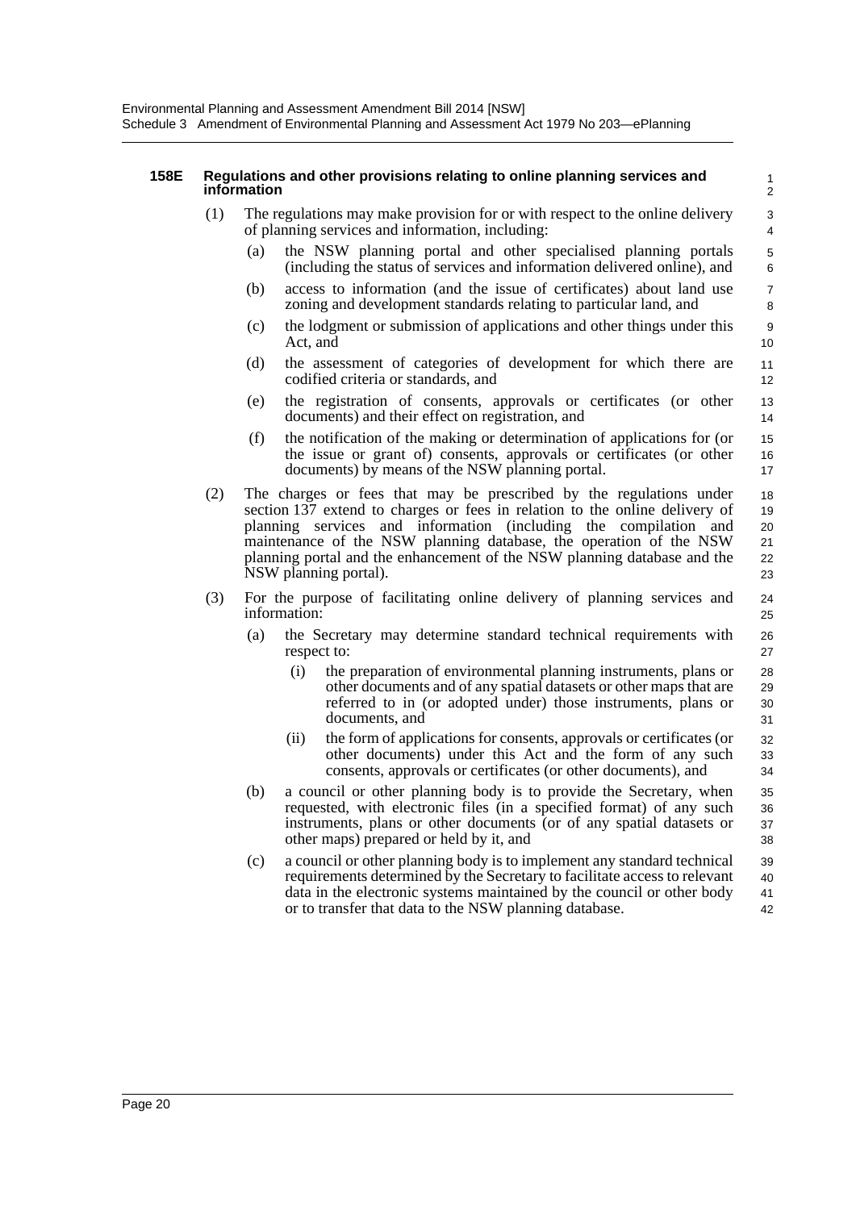#### 158E Regulations and other provisions relating to online planning services and information

(1) The regulations may make provision for or with respect to the online delivery of planning services and information, including:

(a) the NSW planning portal and other specialised planning portals (including the status of services and information delivered online), and

(b) access to information (and the issue of certificates) about land use zoning and development standards relating to particular land, and

(c) the lodgment or submission of applications and other things under this Act, and

(d) the assessment of categories of development for which there are codified criteria or standards, and

(e) the registration of consents, approvals or certificates (or other documents) and their effect on registration, and

(f) the notification of the making or determination of applications for (or the issue or grant of) consents, approvals or certificates (or other documents) by means of the NSW planning portal.

(2) The charges or fees that may be prescribed by the regulations under section 137 extend to charges or fees in relation to the online delivery of planning services and information (including the compilation and maintenance of the NSW planning database, the operation of the NSW planning portal and the enhancement of the NSW planning database and the NSW planning portal).

(3) For the purpose of facilitating online delivery of planning services and information:

(a) the Secretary may determine standard technical requirements with respect to:

(i) the preparation of environmental planning instruments, plans or other documents and of any spatial datasets or other maps that are referred to in (or adopted under) those instruments, plans or documents, and

(ii) the form of applications for consents, approvals or certificates (or other documents) under this Act and the form of any such consents, approvals or certificates (or other documents), and

(b) a council or other planning body is to provide the Secretary, when requested, with electronic files (in a specified format) of any such instruments, plans or other documents (or of any spatial datasets or other maps) prepared or held by it, and

(c) a council or other planning body is to implement any standard technical requirements determined by the Secretary to facilitate access to relevant data in the electronic systems maintained by the council or other body or to transfer that data to the NSW planning database.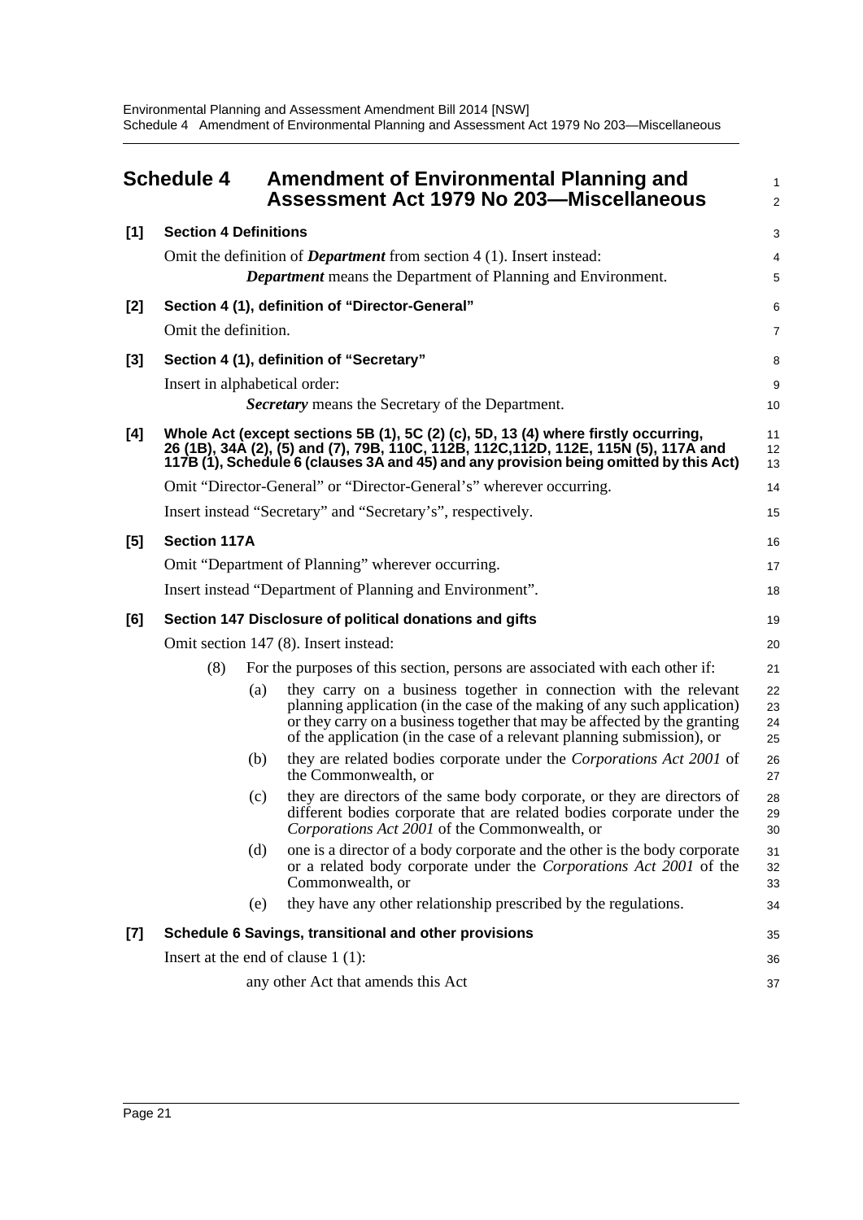## Schedule 4 Amendment of Environmental Planning and Assessment Act 1979 No 203—Miscellaneous

**[1] Section 4 Definitions**

Omit the definition of ***Department*** from section 4 (1). Insert instead:

> ***Department*** means the Department of Planning and Environment.

**[2] Section 4 (1), definition of "Director-General"**

Omit the definition.

**[3] Section 4 (1), definition of "Secretary"**

Insert in alphabetical order:

> ***Secretary*** means the Secretary of the Department.

**[4] Whole Act (except sections 5B (1), 5C (2) (c), 5D, 13 (4) where firstly occurring, 26 (1B), 34A (2), (5) and (7), 79B, 110C, 112B, 112C,112D, 112E, 115N (5), 117A and 117B (1), Schedule 6 (clauses 3A and 45) and any provision being omitted by this Act)**

Omit "Director-General" or "Director-General's" wherever occurring.

Insert instead "Secretary" and "Secretary's", respectively.

**[5] Section 117A**

Omit "Department of Planning" wherever occurring.

Insert instead "Department of Planning and Environment".

**[6] Section 147 Disclosure of political donations and gifts**

Omit section 147 (8). Insert instead:

(8) For the purposes of this section, persons are associated with each other if:

(a) they carry on a business together in connection with the relevant planning application (in the case of the making of any such application) or they carry on a business together that may be affected by the granting of the application (in the case of a relevant planning submission), or

(b) they are related bodies corporate under the *Corporations Act 2001* of the Commonwealth, or

(c) they are directors of the same body corporate, or they are directors of different bodies corporate that are related bodies corporate under the *Corporations Act 2001* of the Commonwealth, or

(d) one is a director of a body corporate and the other is the body corporate or a related body corporate under the *Corporations Act 2001* of the Commonwealth, or

(e) they have any other relationship prescribed by the regulations.

**[7] Schedule 6 Savings, transitional and other provisions**

Insert at the end of clause 1 (1):

> any other Act that amends this Act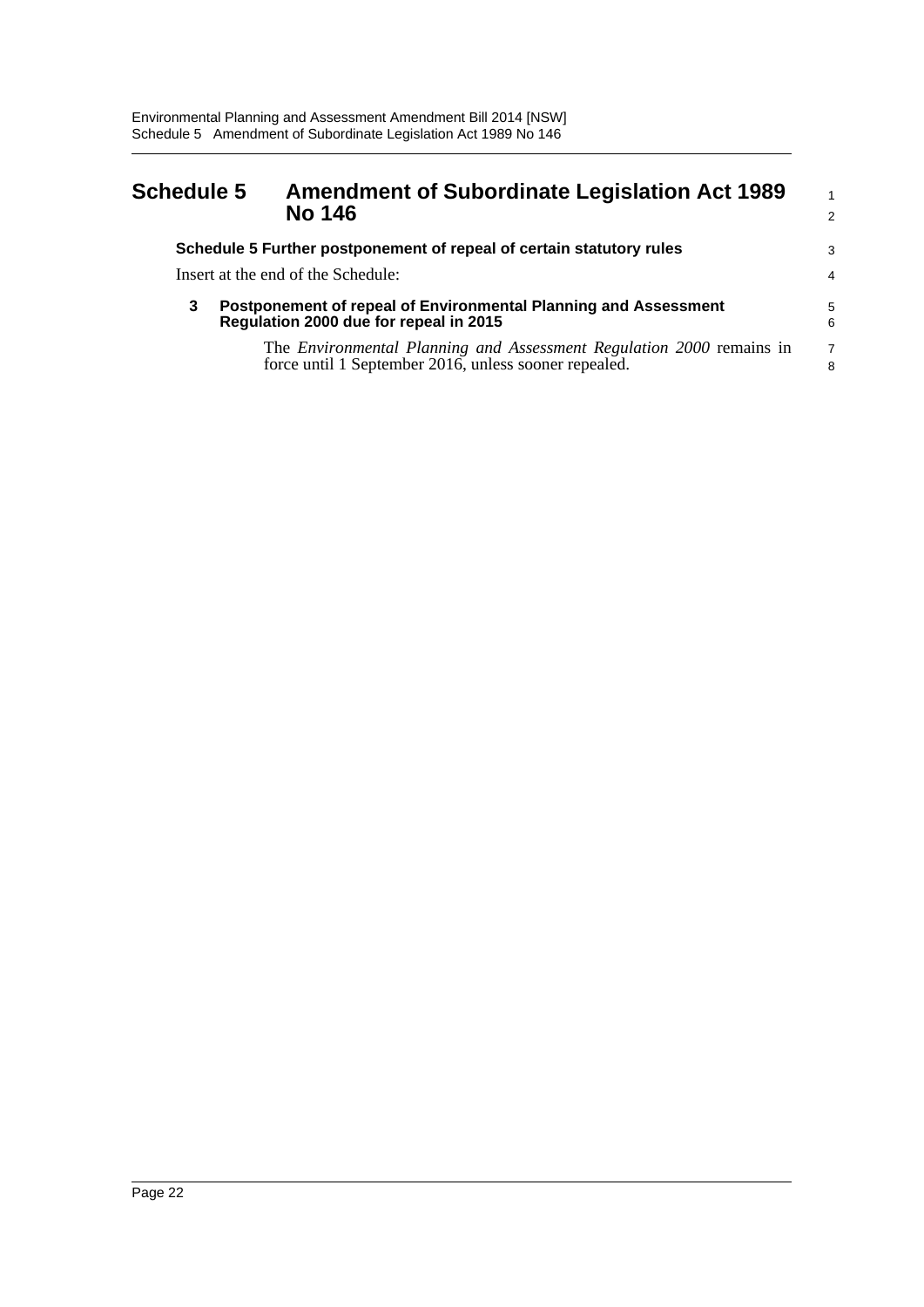# Schedule 5 Amendment of Subordinate Legislation Act 1989 No 146

### Schedule 5 Further postponement of repeal of certain statutory rules

Insert at the end of the Schedule:

**3 Postponement of repeal of Environmental Planning and Assessment Regulation 2000 due for repeal in 2015**

The *Environmental Planning and Assessment Regulation 2000* remains in force until 1 September 2016, unless sooner repealed.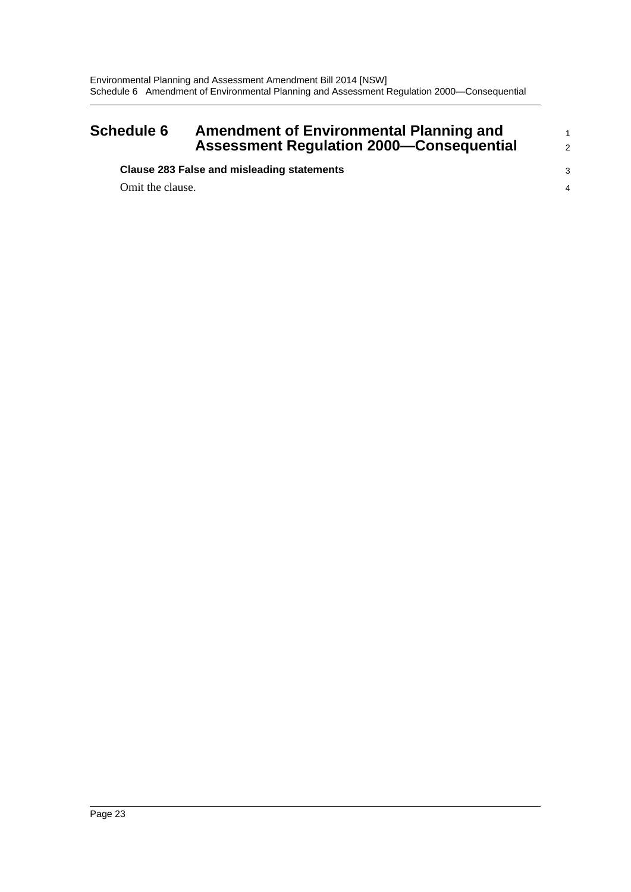# Schedule 6 Amendment of Environmental Planning and Assessment Regulation 2000—Consequential

**Clause 283 False and misleading statements**

Omit the clause.